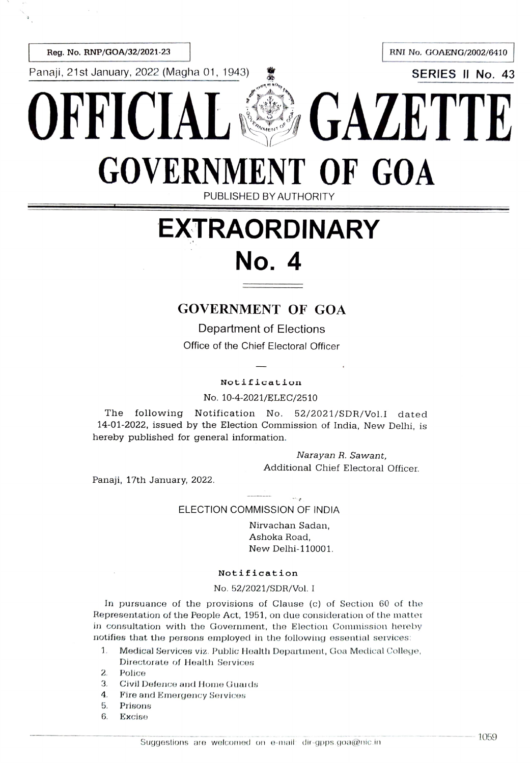Reg. No. RNP/GOA/32/2021-23

RNI No. GOAENG/2002/6410

Panaji, 21st January, 2022 (Magha 01, 1943)

SERIES II No. 43

# OFFICIAL GAZETTE

# GOVERNMENT OF GOA

PUBLISHED BY AUTHORITY

# EXTRAORDINARY

# No. 4

## GOVERNMENT OF GOA

Department of Elections

Office of the Chief Electoral Officer

—

**Notification**

No. 10-4-2021/ELEC/2510

The following Notification No. 52/2021/SDR/Vol.I dated 14-01-2022, issued by the Election Commission of India, New Delhi, is hereby published for general information.

*Narayan R. Sawant,*
Additional Chief Electoral Officer.

Panaji, 17th January, 2022.

————

ELECTION COMMISSION OF INDIA

Nirvachan Sadan,
Ashoka Road,
New Delhi-110001.

**Notification**

No. 52/2021/SDR/Vol. I

In pursuance of the provisions of Clause (c) of Section 60 of the Representation of the People Act, 1951, on due consideration of the matter in consultation with the Government, the Election Commission hereby notifies that the persons employed in the following essential services:

1. Medical Services viz. Public Health Department, Goa Medical College, Directorate of Health Services
2. Police
3. Civil Defence and Home Guards
4. Fire and Emergency Services
5. Prisons
6. Excise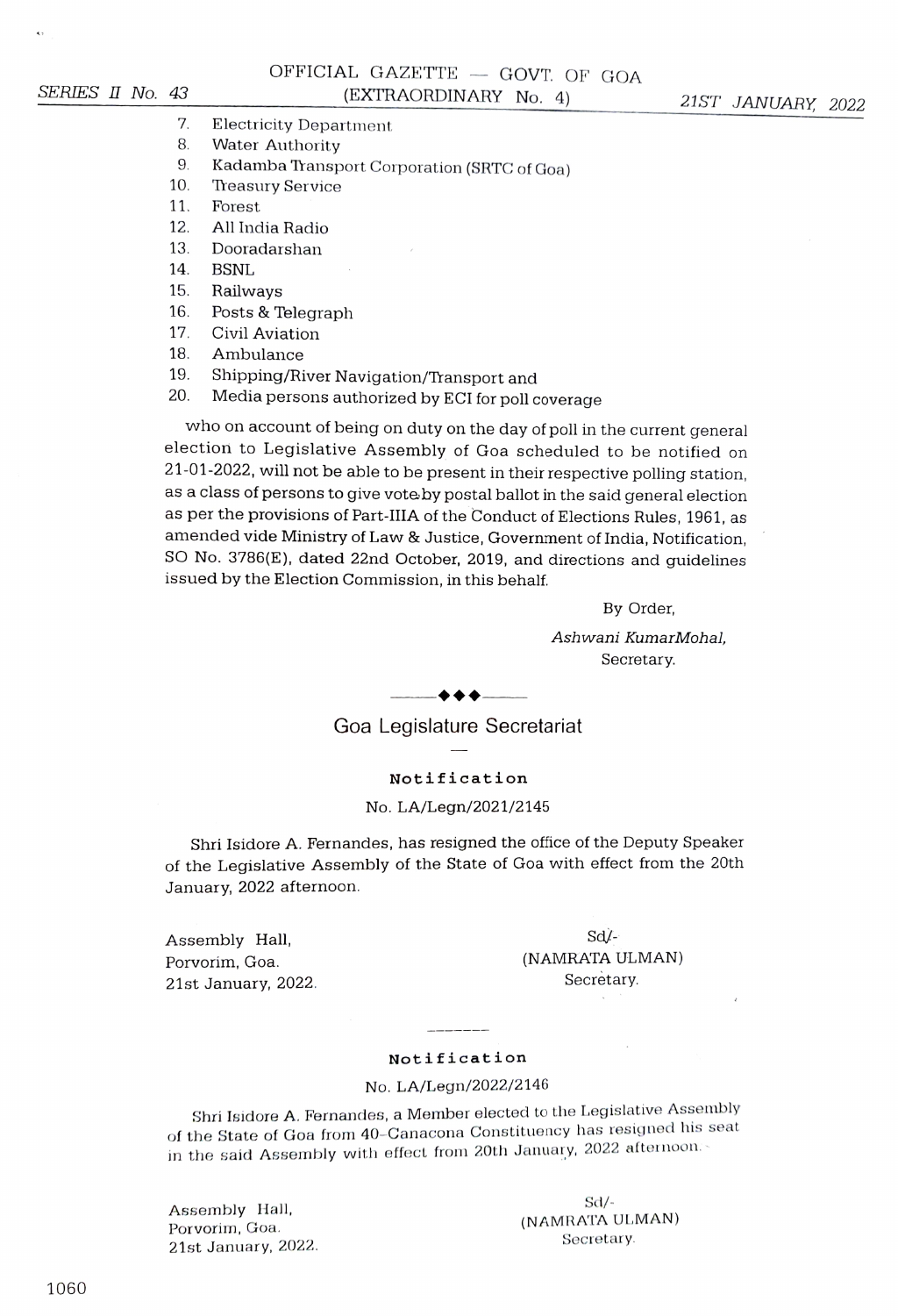7. Electricity Department
8. Water Authority
9. Kadamba Transport Corporation (SRTC of Goa)
10. Treasury Service
11. Forest
12. All India Radio
13. Dooradarshan
14. BSNL
15. Railways
16. Posts & Telegraph
17. Civil Aviation
18. Ambulance
19. Shipping/River Navigation/Transport and
20. Media persons authorized by ECI for poll coverage

who on account of being on duty on the day of poll in the current general election to Legislative Assembly of Goa scheduled to be notified on 21-01-2022, will not be able to be present in their respective polling station, as a class of persons to give vote by postal ballot in the said general election as per the provisions of Part-IIIA of the Conduct of Elections Rules, 1961, as amended vide Ministry of Law & Justice, Government of India, Notification, SO No. 3786(E), dated 22nd October, 2019, and directions and guidelines issued by the Election Commission, in this behalf.

By Order,

*Ashwani KumarMohal,*
Secretary.

◆◆◆

## Goa Legislature Secretariat

### Notification

No. LA/Legn/2021/2145

Shri Isidore A. Fernandes, has resigned the office of the Deputy Speaker of the Legislative Assembly of the State of Goa with effect from the 20th January, 2022 afternoon.

Assembly Hall,
Porvorim, Goa.
21st January, 2022.

Sd/-
(NAMRATA ULMAN)
Secretary.

---

### Notification

No. LA/Legn/2022/2146

Shri Isidore A. Fernandes, a Member elected to the Legislative Assembly of the State of Goa from 40-Canacona Constituency has resigned his seat in the said Assembly with effect from 20th January, 2022 afternoon.

Assembly Hall,
Porvorim, Goa.
21st January, 2022.

Sd/-
(NAMRATA ULMAN)
Secretary.